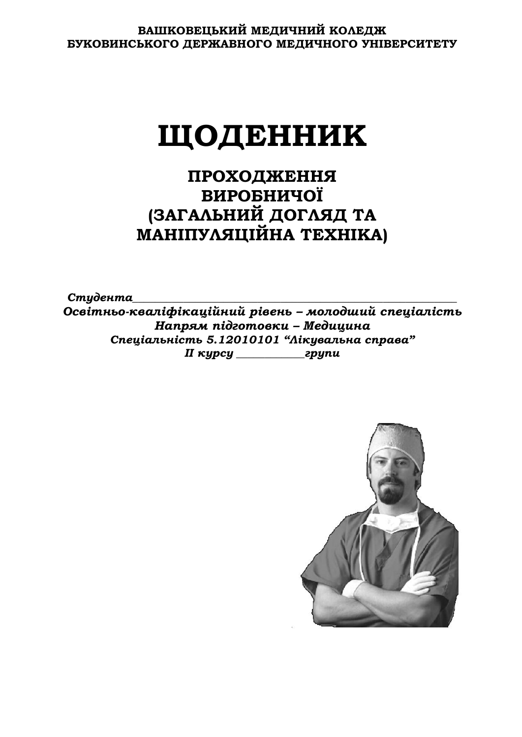**ВАШКОВЕЦЬКИЙ МЕДИЧНИЙ КОЛЕДЖ**
**БУКОВИНСЬКОГО ДЕРЖАВНОГО МЕДИЧНОГО УНІВЕРСИТЕТУ**

# ЩОДЕННИК

## ПРОХОДЖЕННЯ ВИРОБНИЧОЇ (ЗАГАЛЬНИЙ ДОГЛЯД ТА МАНІПУЛЯЦІЙНА ТЕХНІКА)

***Студента***______________________________________________________________

***Освітньо-кваліфікаційний рівень – молодший спеціаліст***

***Напрям підготовки – Медицина***

***Спеціальність 5.12010101 "Лікувальна справа"***

***ІІ курсу ____________групи***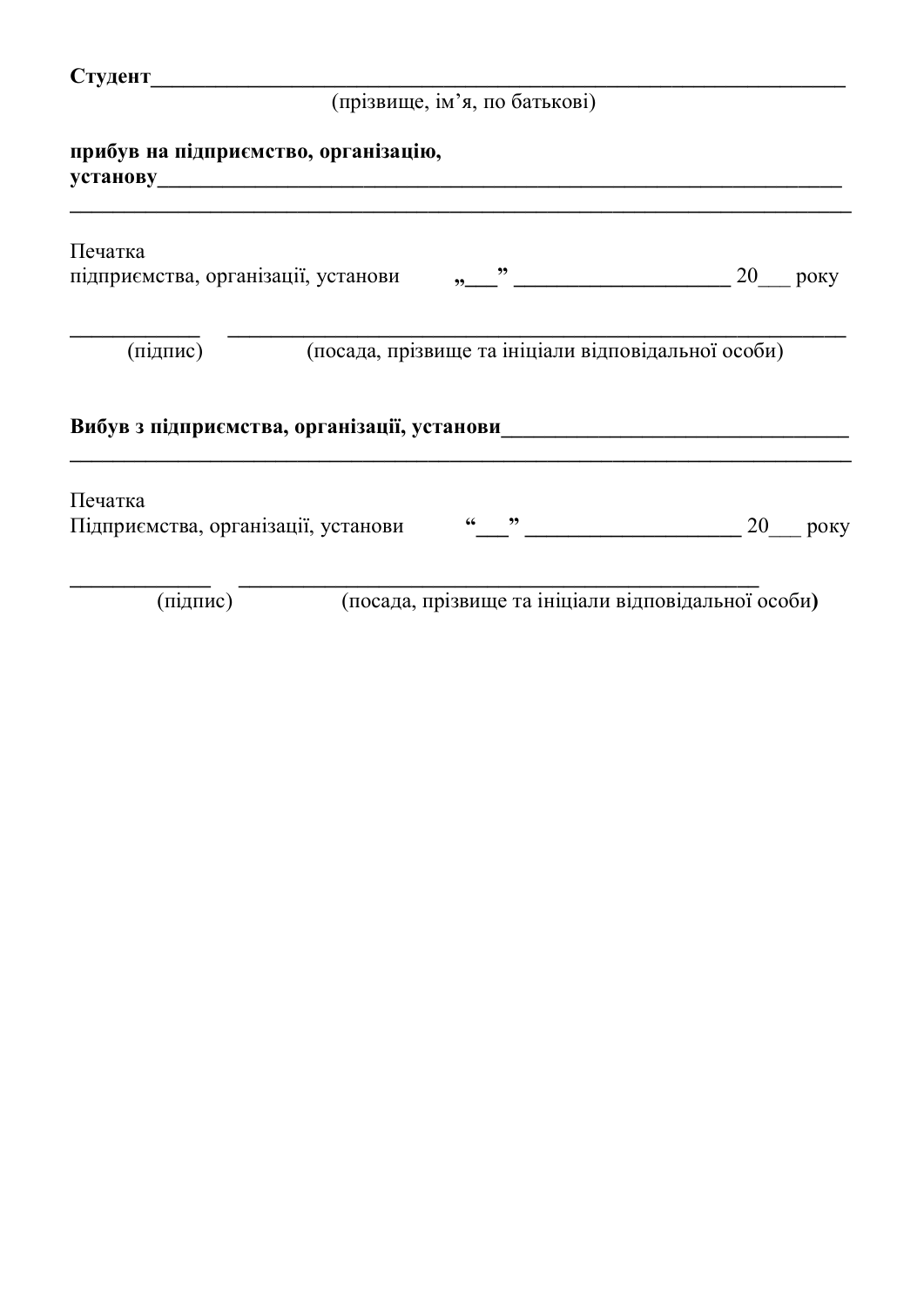**Студент**______________________________________________________________

(прізвище, ім'я, по батькові)

**прибув на підприємство, організацію, установу**_____________________________________________________________

___________________________________________________________________________

Печатка
підприємства, організації, установи „___” ____________________ 20___ року

____________ ______________________________________________________

(підпис) (посада, прізвище та ініціали відповідальної особи)

**Вибув з підприємства, організації, установи**______________________________

___________________________________________________________________________

Печатка
Підприємства, організації, установи “___” ____________________ 20___ року

_____________ ______________________________________________

(підпис) (посада, прізвище та ініціали відповідальної особи)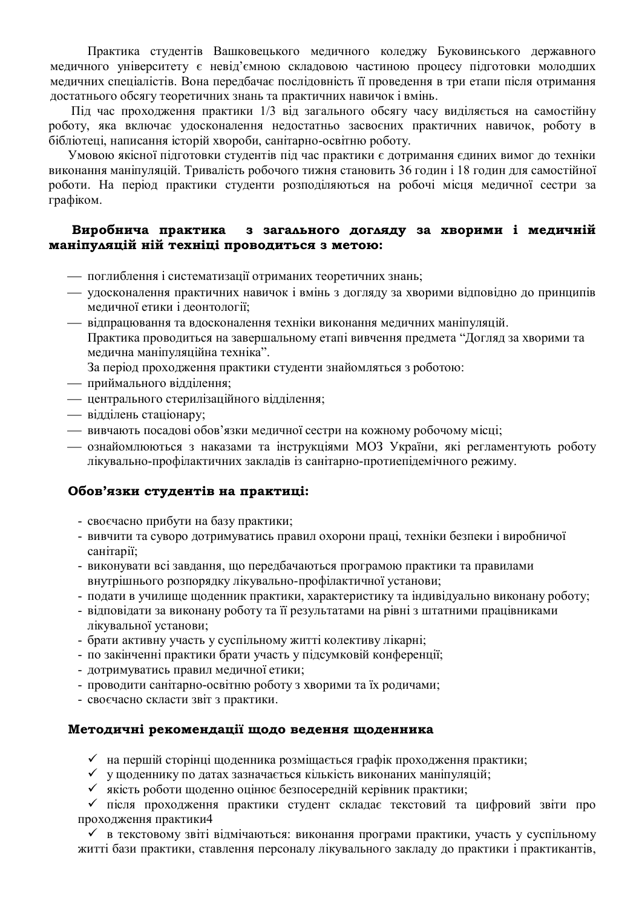Практика студентів Вашковецького медичного коледжу Буковинського державного медичного університету є невід'ємною складовою частиною процесу підготовки молодших медичних спеціалістів. Вона передбачає послідовність її проведення в три етапи після отримання достатнього обсягу теоретичних знань та практичних навичок і вмінь.

Під час проходження практики 1/3 від загального обсягу часу виділяється на самостійну роботу, яка включає удосконалення недостатньо засвоєних практичних навичок, роботу в бібліотеці, написання історій хвороби, санітарно-освітню роботу.

Умовою якісної підготовки студентів під час практики є дотримання єдиних вимог до техніки виконання маніпуляцій. Тривалість робочого тижня становить 36 годин і 18 годин для самостійної роботи. На період практики студенти розподіляються на робочі місця медичної сестри за графіком.

**Виробнича практика з загального догляду за хворими і медичній маніпуляцій ній техніці проводиться з метою:**

- поглиблення і систематизації отриманих теоретичних знань;
- удосконалення практичних навичок і вмінь з догляду за хворими відповідно до принципів медичної етики і деонтології;
- відпрацювання та вдосконалення техніки виконання медичних маніпуляцій.

Практика проводиться на завершальному етапі вивчення предмета "Догляд за хворими та медична маніпуляційна техніка".

За період проходження практики студенти знайомляться з роботою:

- приймального відділення;
- центрального стерилізаційного відділення;
- відділень стаціонару;
- вивчають посадові обов'язки медичної сестри на кожному робочому місці;
- ознайомлюються з наказами та інструкціями МОЗ України, які регламентують роботу лікувально-профілактичних закладів із санітарно-протиепідемічного режиму.

**Обов'язки студентів на практиці:**

- своєчасно прибути на базу практики;
- вивчити та суворо дотримуватись правил охорони праці, техніки безпеки і виробничої санітарії;
- виконувати всі завдання, що передбачаються програмою практики та правилами внутрішнього розпорядку лікувально-профілактичної установи;
- подати в училище щоденник практики, характеристику та індивідуально виконану роботу;
- відповідати за виконану роботу та її результатами на рівні з штатними працівниками лікувальної установи;
- брати активну участь у суспільному житті колективу лікарні;
- по закінченні практики брати участь у підсумковій конференції;
- дотримуватись правил медичної етики;
- проводити санітарно-освітню роботу з хворими та їх родичами;
- своєчасно скласти звіт з практики.

**Методичні рекомендації щодо ведення щоденника**

- ✓ на першій сторінці щоденника розміщається графік проходження практики;
- ✓ у щоденнику по датах зазначається кількість виконаних маніпуляцій;
- ✓ якість роботи щоденно оцінює безпосередній керівник практики;
- ✓ після проходження практики студент складає текстовий та цифровий звіти про проходження практики4
- ✓ в текстовому звіті відмічаються: виконання програми практики, участь у суспільному житті бази практики, ставлення персоналу лікувального закладу до практики і практикантів,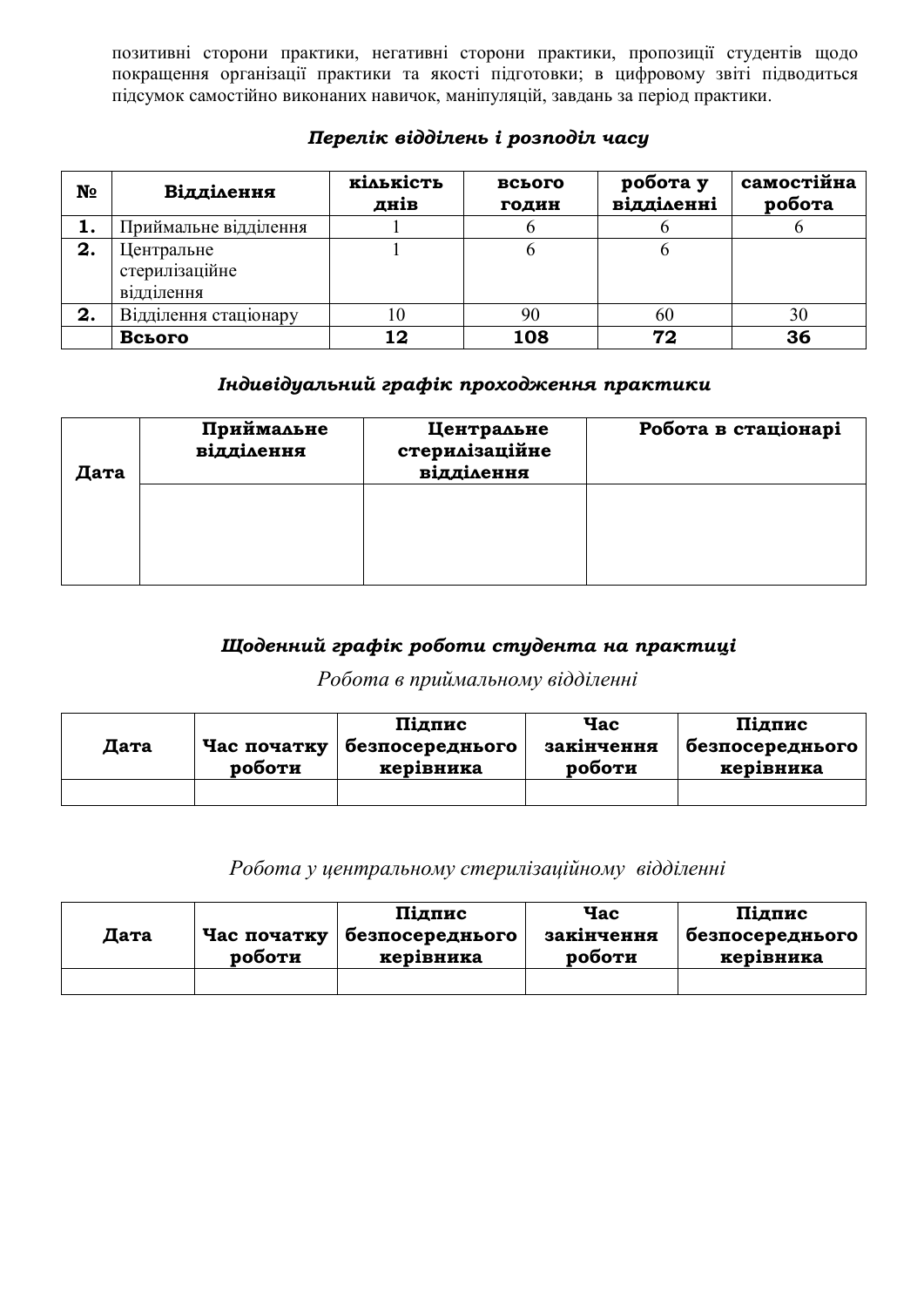позитивні сторони практики, негативні сторони практики, пропозиції студентів щодо покращення організації практики та якості підготовки; в цифровому звіті підводиться підсумок самостійно виконаних навичок, маніпуляцій, завдань за період практики.

### *Перелік відділень і розподіл часу*

| № | Відділення | кількість днів | всього годин | робота у відділенні | самостійна робота |
|---|---|---|---|---|---|
| **1.** | Приймальне відділення | 1 | 6 | 6 | 6 |
| **2.** | Центральне стерилізаційне відділення | 1 | 6 | 6 | |
| **2.** | Відділення стаціонару | 10 | 90 | 60 | 30 |
| | **Всього** | **12** | **108** | **72** | **36** |

### *Індивідуальний графік проходження практики*

| Дата | Приймальне відділення | Центральне стерилізаційне відділення | Робота в стаціонарі |
|---|---|---|---|
| | | | |

### *Щоденний графік роботи студента на практиці*

*Робота в приймальному відділенні*

| Дата | Час початку роботи | Підпис безпосереднього керівника | Час закінчення роботи | Підпис безпосереднього керівника |
|---|---|---|---|---|
| | | | | |

*Робота у центральному стерилізаційному відділенні*

| Дата | Час початку роботи | Підпис безпосереднього керівника | Час закінчення роботи | Підпис безпосереднього керівника |
|---|---|---|---|---|
| | | | | |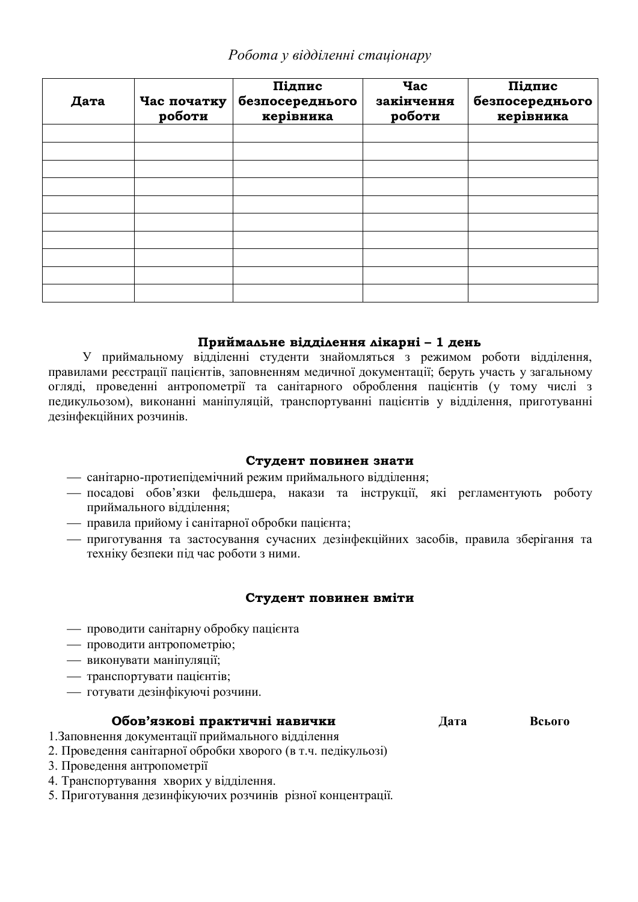*Робота у відділенні стаціонару*

| Дата | Час початку роботи | Підпис безпосереднього керівника | Час закінчення роботи | Підпис безпосереднього керівника |
|---|---|---|---|---|
| | | | | |
| | | | | |
| | | | | |
| | | | | |
| | | | | |
| | | | | |
| | | | | |
| | | | | |
| | | | | |
| | | | | |

### Приймальне відділення лікарні – 1 день

У приймальному відділенні студенти знайомляться з режимом роботи відділення, правилами реєстрації пацієнтів, заповненням медичної документації; беруть участь у загальному огляді, проведенні антропометрії та санітарного оброблення пацієнтів (у тому числі з педикульозом), виконанні маніпуляцій, транспортуванні пацієнтів у відділення, приготуванні дезінфекційних розчинів.

### Студент повинен знати

- санітарно-протиепідемічний режим приймального відділення;
- посадові обов'язки фельдшера, накази та інструкції, які регламентують роботу приймального відділення;
- правила прийому і санітарної обробки пацієнта;
- приготування та застосування сучасних дезінфекційних засобів, правила зберігання та техніку безпеки під час роботи з ними.

### Студент повинен вміти

- проводити санітарну обробку пацієнта
- проводити антропометрію;
- виконувати маніпуляції;
- транспортувати пацієнтів;
- готувати дезінфікуючі розчини.

| Обов'язкові практичні навички | Дата | Всього |
|---|---|---|
| 1.Заповнення документації приймального відділення | | |
| 2. Проведення санітарної обробки хворого (в т.ч. педікульозі) | | |
| 3. Проведення антропометрії | | |
| 4. Транспортування хворих у відділення. | | |
| 5. Приготування дезинфікуючих розчинів різної концентрації. | | |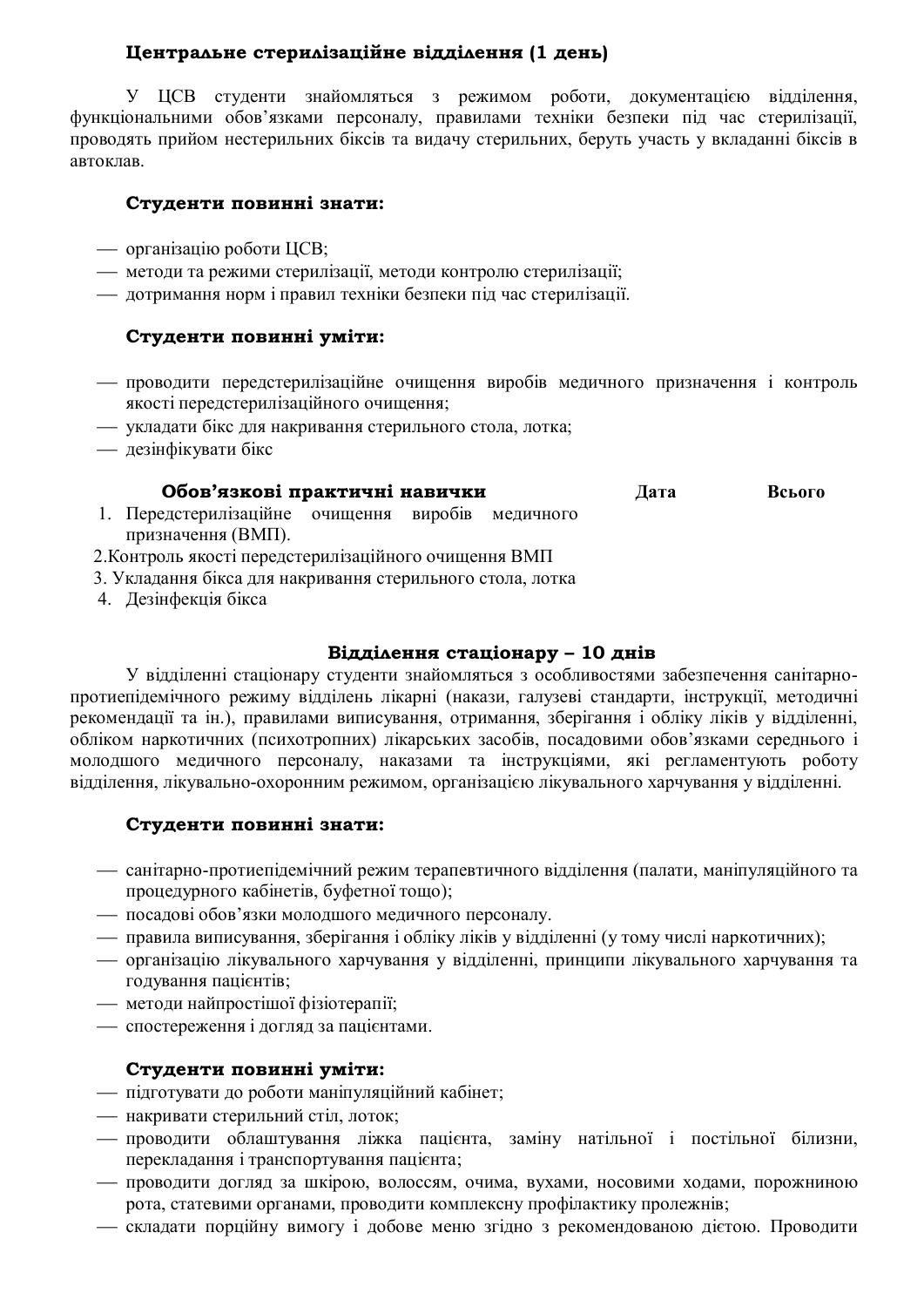### Центральне стерилізаційне відділення (1 день)

У ЦСВ студенти знайомляться з режимом роботи, документацією відділення, функціональними обов'язками персоналу, правилами техніки безпеки під час стерилізації, проводять прийом нестерильних біксів та видачу стерильних, беруть участь у вкладанні біксів в автоклав.

#### Студенти повинні знати:

- організацію роботи ЦСВ;
- методи та режими стерилізації, методи контролю стерилізації;
- дотримання норм і правил техніки безпеки під час стерилізації.

#### Студенти повинні уміти:

- проводити передстерилізаційне очищення виробів медичного призначення і контроль якості передстерилізаційного очищення;
- укладати бікс для накривання стерильного стола, лотка;
- дезінфікувати бікс

| Обов'язкові практичні навички | Дата | Всього |
|---|---|---|
| 1. Передстерилізаційне очищення виробів медичного призначення (ВМП). | | |
| 2.Контроль якості передстерилізаційного очищення ВМП | | |
| 3. Укладання бікса для накривання стерильного стола, лотка | | |
| 4. Дезінфекція бікса | | |

### Відділення стаціонару – 10 днів

У відділенні стаціонару студенти знайомляться з особливостями забезпечення санітарно-протиепідемічного режиму відділень лікарні (накази, галузеві стандарти, інструкції, методичні рекомендації та ін.), правилами виписування, отримання, зберігання і обліку ліків у відділенні, обліком наркотичних (психотропних) лікарських засобів, посадовими обов'язками середнього і молодшого медичного персоналу, наказами та інструкціями, які регламентують роботу відділення, лікувально-охоронним режимом, організацією лікувального харчування у відділенні.

#### Студенти повинні знати:

- санітарно-протиепідемічний режим терапевтичного відділення (палати, маніпуляційного та процедурного кабінетів, буфетної тощо);
- посадові обов'язки молодшого медичного персоналу.
- правила виписування, зберігання і обліку ліків у відділенні (у тому числі наркотичних);
- організацію лікувального харчування у відділенні, принципи лікувального харчування та годування пацієнтів;
- методи найпростішої фізіотерапії;
- спостереження і догляд за пацієнтами.

#### Студенти повинні уміти:

- підготувати до роботи маніпуляційний кабінет;
- накривати стерильний стіл, лоток;
- проводити облаштування ліжка пацієнта, заміну натільної і постільної білизни, перекладання і транспортування пацієнта;
- проводити догляд за шкірою, волоссям, очима, вухами, носовими ходами, порожниною рота, статевими органами, проводити комплексну профілактику пролежнів;
- складати порційну вимогу і добове меню згідно з рекомендованою дієтою. Проводити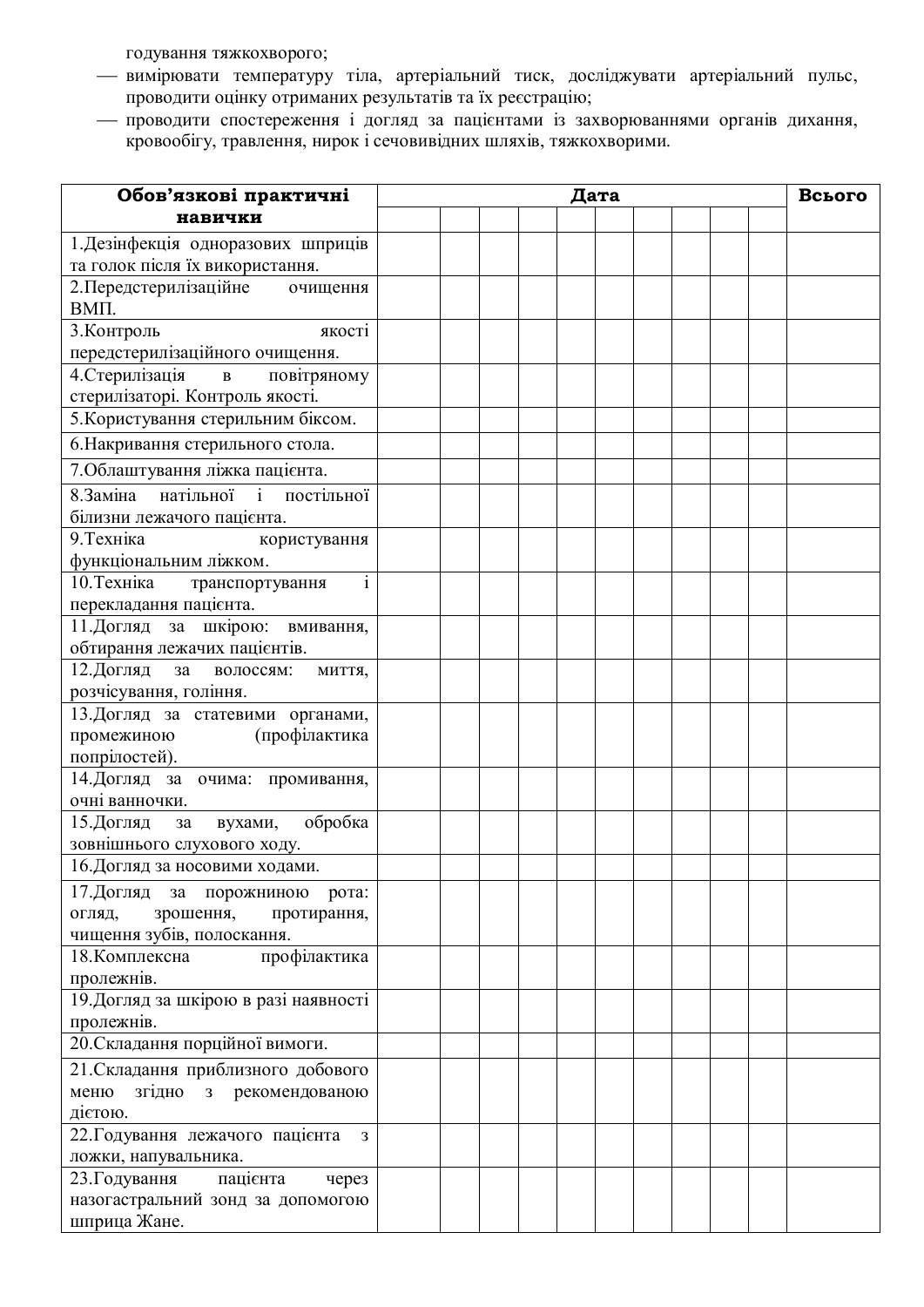годування тяжкохворого;

- вимірювати температуру тіла, артеріальний тиск, досліджувати артеріальний пульс, проводити оцінку отриманих результатів та їх реєстрацію;
- проводити спостереження і догляд за пацієнтами із захворюваннями органів дихання, кровообігу, травлення, нирок і сечовивідних шляхів, тяжкохворими.

| **Обов'язкові практичні навички** | **Дата** | | | | | | | | | | **Всього** |
|---|---|---|---|---|---|---|---|---|---|---|---|
| | | | | | | | | | | | |
| 1.Дезінфекція одноразових шприців та голок після їх використання. | | | | | | | | | | | |
| 2.Передстерилізаційне очищення ВМП. | | | | | | | | | | | |
| 3.Контроль якості передстерилізаційного очищення. | | | | | | | | | | | |
| 4.Стерилізація в повітряному стерилізаторі. Контроль якості. | | | | | | | | | | | |
| 5.Користування стерильним біксом. | | | | | | | | | | | |
| 6.Накривання стерильного стола. | | | | | | | | | | | |
| 7.Облаштування ліжка пацієнта. | | | | | | | | | | | |
| 8.Заміна натільної і постільної білизни лежачого пацієнта. | | | | | | | | | | | |
| 9.Техніка користування функціональним ліжком. | | | | | | | | | | | |
| 10.Техніка транспортування і перекладання пацієнта. | | | | | | | | | | | |
| 11.Догляд за шкірою: вмивання, обтирання лежачих пацієнтів. | | | | | | | | | | | |
| 12.Догляд за волоссям: миття, розчісування, гоління. | | | | | | | | | | | |
| 13.Догляд за статевими органами, промежиною (профілактика попрілостей). | | | | | | | | | | | |
| 14.Догляд за очима: промивання, очні ванночки. | | | | | | | | | | | |
| 15.Догляд за вухами, обробка зовнішнього слухового ходу. | | | | | | | | | | | |
| 16.Догляд за носовими ходами. | | | | | | | | | | | |
| 17.Догляд за порожниною рота: огляд, зрошення, протирання, чищення зубів, полоскання. | | | | | | | | | | | |
| 18.Комплексна профілактика пролежнів. | | | | | | | | | | | |
| 19.Догляд за шкірою в разі наявності пролежнів. | | | | | | | | | | | |
| 20.Складання порційної вимоги. | | | | | | | | | | | |
| 21.Складання приблизного добового меню згідно з рекомендованою дієтою. | | | | | | | | | | | |
| 22.Годування лежачого пацієнта з ложки, напувальника. | | | | | | | | | | | |
| 23.Годування пацієнта через назогастральний зонд за допомогою шприца Жане. | | | | | | | | | | | |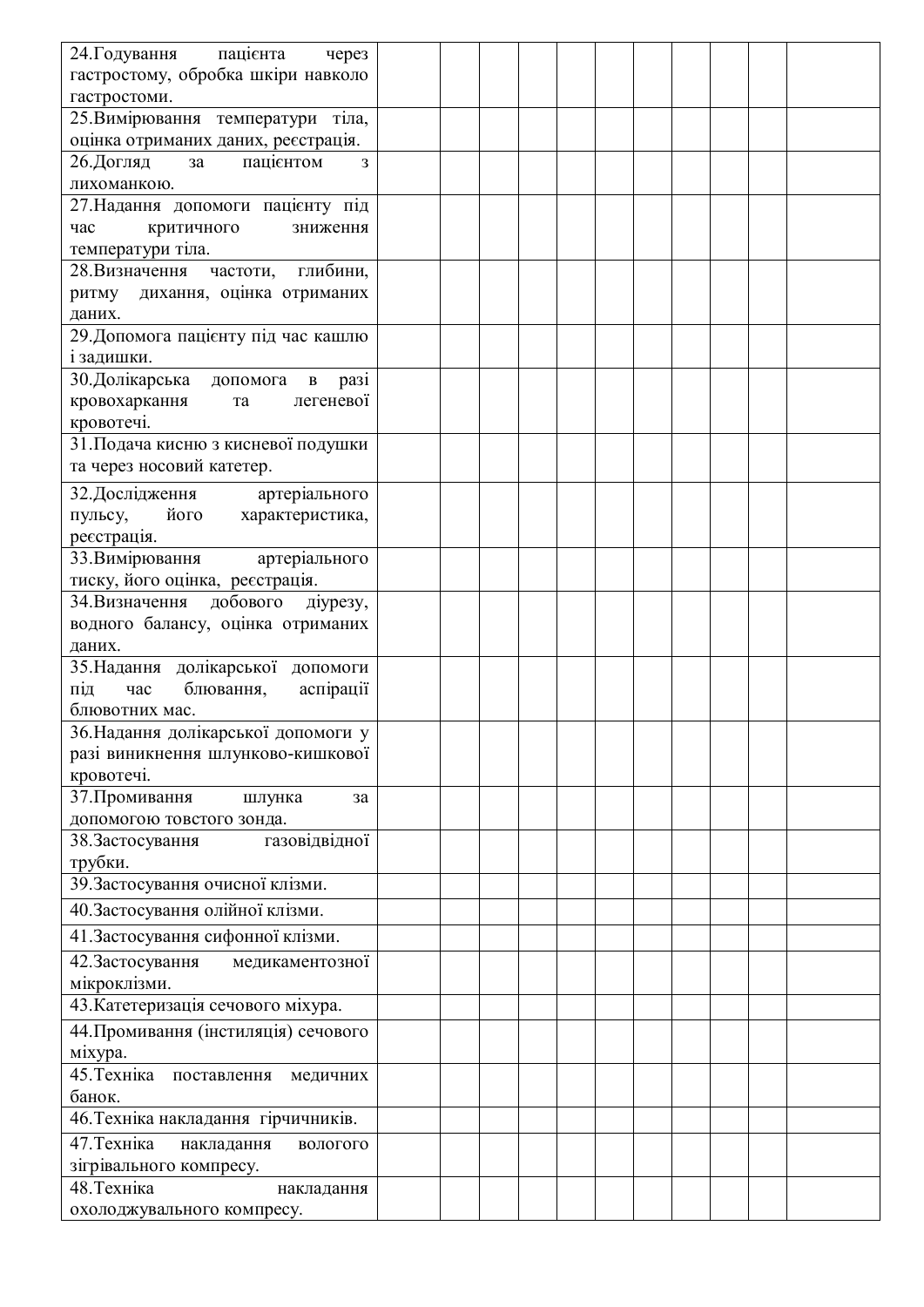| 24.Годування пацієнта через гастростому, обробка шкіри навколо гастростоми. | | | | | | | | | | | |
|---|---|---|---|---|---|---|---|---|---|---|---|
| 25.Вимірювання температури тіла, оцінка отриманих даних, реєстрація. | | | | | | | | | | | |
| 26.Догляд за пацієнтом з лихоманкою. | | | | | | | | | | | |
| 27.Надання допомоги пацієнту під час критичного зниження температури тіла. | | | | | | | | | | | |
| 28.Визначення частоти, глибини, ритму дихання, оцінка отриманих даних. | | | | | | | | | | | |
| 29.Допомога пацієнту під час кашлю і задишки. | | | | | | | | | | | |
| 30.Долікарська допомога в разі кровохаркання та легеневої кровотечі. | | | | | | | | | | | |
| 31.Подача кисню з кисневої подушки та через носовий катетер. | | | | | | | | | | | |
| 32.Дослідження артеріального пульсу, його характеристика, реєстрація. | | | | | | | | | | | |
| 33.Вимірювання артеріального тиску, його оцінка, реєстрація. | | | | | | | | | | | |
| 34.Визначення добового діурезу, водного балансу, оцінка отриманих даних. | | | | | | | | | | | |
| 35.Надання долікарської допомоги під час блювання, аспірації блювотних мас. | | | | | | | | | | | |
| 36.Надання долікарської допомоги у разі виникнення шлунково-кишкової кровотечі. | | | | | | | | | | | |
| 37.Промивання шлунка за допомогою товстого зонда. | | | | | | | | | | | |
| 38.Застосування газовідвідної трубки. | | | | | | | | | | | |
| 39.Застосування очисної клізми. | | | | | | | | | | | |
| 40.Застосування олійної клізми. | | | | | | | | | | | |
| 41.Застосування сифонної клізми. | | | | | | | | | | | |
| 42.Застосування медикаментозної мікроклізми. | | | | | | | | | | | |
| 43.Катетеризація сечового міхура. | | | | | | | | | | | |
| 44.Промивання (інстиляція) сечового міхура. | | | | | | | | | | | |
| 45.Техніка поставлення медичних банок. | | | | | | | | | | | |
| 46.Техніка накладання гірчичників. | | | | | | | | | | | |
| 47.Техніка накладання вологого зігрівального компресу. | | | | | | | | | | | |
| 48.Техніка накладання охолоджувального компресу. | | | | | | | | | | | |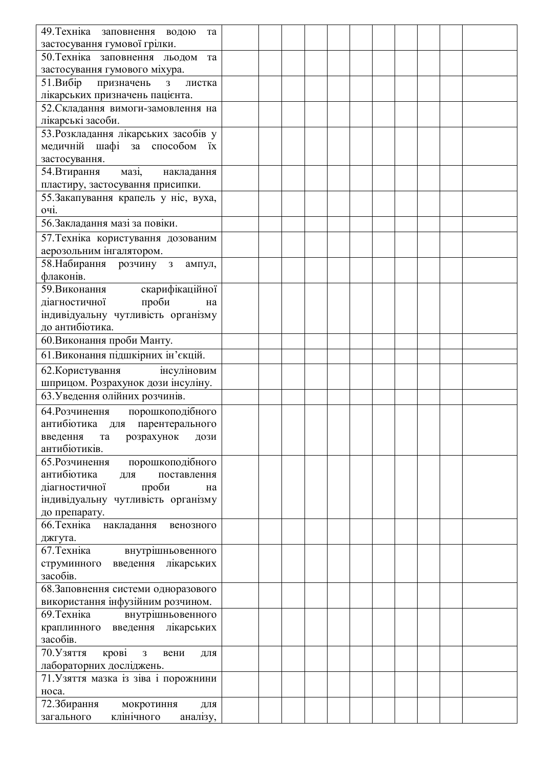| | | | | | | | | | | | |
|---|---|---|---|---|---|---|---|---|---|---|---|
| 49.Техніка заповнення водою та застосування гумової грілки. | | | | | | | | | | | |
| 50.Техніка заповнення льодом та застосування гумового міхура. | | | | | | | | | | | |
| 51.Вибір призначень з листка лікарських призначень пацієнта. | | | | | | | | | | | |
| 52.Складання вимоги-замовлення на лікарські засоби. | | | | | | | | | | | |
| 53.Розкладання лікарських засобів у медичній шафі за способом їх застосування. | | | | | | | | | | | |
| 54.Втирання мазі, накладання пластиру, застосування присипки. | | | | | | | | | | | |
| 55.Закапування крапель у ніс, вуха, очі. | | | | | | | | | | | |
| 56.Закладання мазі за повіки. | | | | | | | | | | | |
| 57.Техніка користування дозованим аерозольним інгалятором. | | | | | | | | | | | |
| 58.Набирання розчину з ампул, флаконів. | | | | | | | | | | | |
| 59.Виконання скарифікаційної діагностичної проби на індивідуальну чутливість організму до антибіотика. | | | | | | | | | | | |
| 60.Виконання проби Манту. | | | | | | | | | | | |
| 61.Виконання підшкірних ін'єкцій. | | | | | | | | | | | |
| 62.Користування інсуліновим шприцом. Розрахунок дози інсуліну. | | | | | | | | | | | |
| 63.Уведення олійних розчинів. | | | | | | | | | | | |
| 64.Розчинення порошкоподібного антибіотика для парентерального введення та розрахунок дози антибіотиків. | | | | | | | | | | | |
| 65.Розчинення порошкоподібного антибіотика для поставлення діагностичної проби на індивідуальну чутливість організму до препарату. | | | | | | | | | | | |
| 66.Техніка накладання венозного джгута. | | | | | | | | | | | |
| 67.Техніка внутрішньовенного струминного введення лікарських засобів. | | | | | | | | | | | |
| 68.Заповнення системи одноразового використання інфузійним розчином. | | | | | | | | | | | |
| 69.Техніка внутрішньовенного краплинного введення лікарських засобів. | | | | | | | | | | | |
| 70.Узяття крові з вени для лабораторних досліджень. | | | | | | | | | | | |
| 71.Узяття мазка із зіва і порожнини носа. | | | | | | | | | | | |
| 72.Збирання мокротиння для загального клінічного аналізу, | | | | | | | | | | | |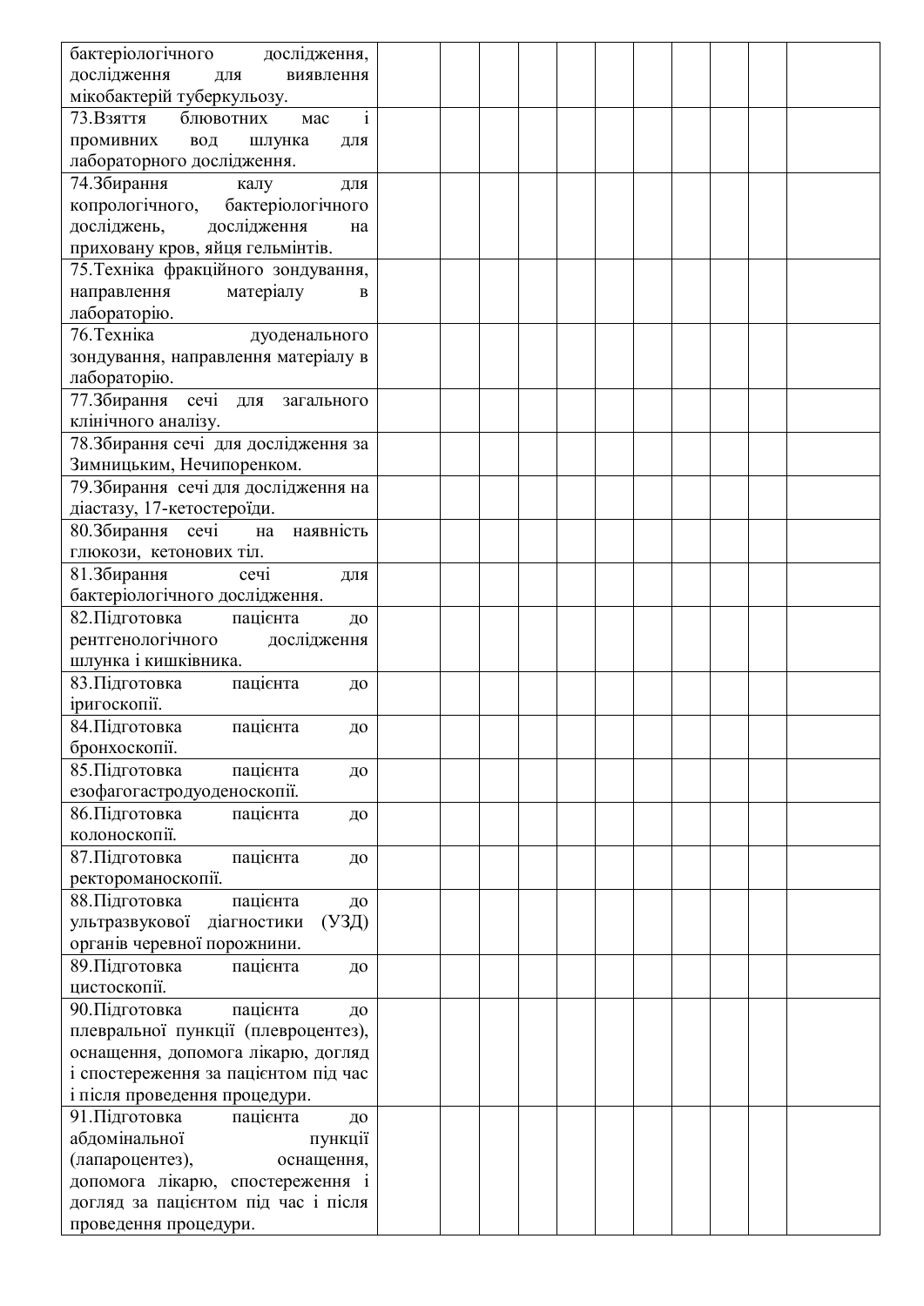| | | | | | | | | | | |
|---|---|---|---|---|---|---|---|---|---|---|
| бактеріологічного дослідження, дослідження для виявлення мікобактерій туберкульозу. | | | | | | | | | | |
| 73.Взяття блювотних мас і промивних вод шлунка для лабораторного дослідження. | | | | | | | | | | |
| 74.Збирання калу для копрологічного, бактеріологічного досліджень, дослідження на приховану кров, яйця гельмінтів. | | | | | | | | | | |
| 75.Техніка фракційного зондування, направлення матеріалу в лабораторію. | | | | | | | | | | |
| 76.Техніка дуоденального зондування, направлення матеріалу в лабораторію. | | | | | | | | | | |
| 77.Збирання сечі для загального клінічного аналізу. | | | | | | | | | | |
| 78.Збирання сечі для дослідження за Зимницьким, Нечипоренком. | | | | | | | | | | |
| 79.Збирання сечі для дослідження на діастазу, 17-кетостероїди. | | | | | | | | | | |
| 80.Збирання сечі на наявність глюкози, кетонових тіл. | | | | | | | | | | |
| 81.Збирання сечі для бактеріологічного дослідження. | | | | | | | | | | |
| 82.Підготовка пацієнта до рентгенологічного дослідження шлунка і кишківника. | | | | | | | | | | |
| 83.Підготовка пацієнта до іригоскопії. | | | | | | | | | | |
| 84.Підготовка пацієнта до бронхоскопії. | | | | | | | | | | |
| 85.Підготовка пацієнта до езофагогастродуоденоскопії. | | | | | | | | | | |
| 86.Підготовка пацієнта до колоноскопії. | | | | | | | | | | |
| 87.Підготовка пацієнта до ректороманоскопії. | | | | | | | | | | |
| 88.Підготовка пацієнта до ультразвукової діагностики (УЗД) органів черевної порожнини. | | | | | | | | | | |
| 89.Підготовка пацієнта до цистоскопії. | | | | | | | | | | |
| 90.Підготовка пацієнта до плевральної пункції (плевроцентез), оснащення, допомога лікарю, догляд і спостереження за пацієнтом під час і після проведення процедури. | | | | | | | | | | |
| 91.Підготовка пацієнта до абдомінальної пункції (лапароцентез), оснащення, допомога лікарю, спостереження і догляд за пацієнтом під час і після проведення процедури. | | | | | | | | | | |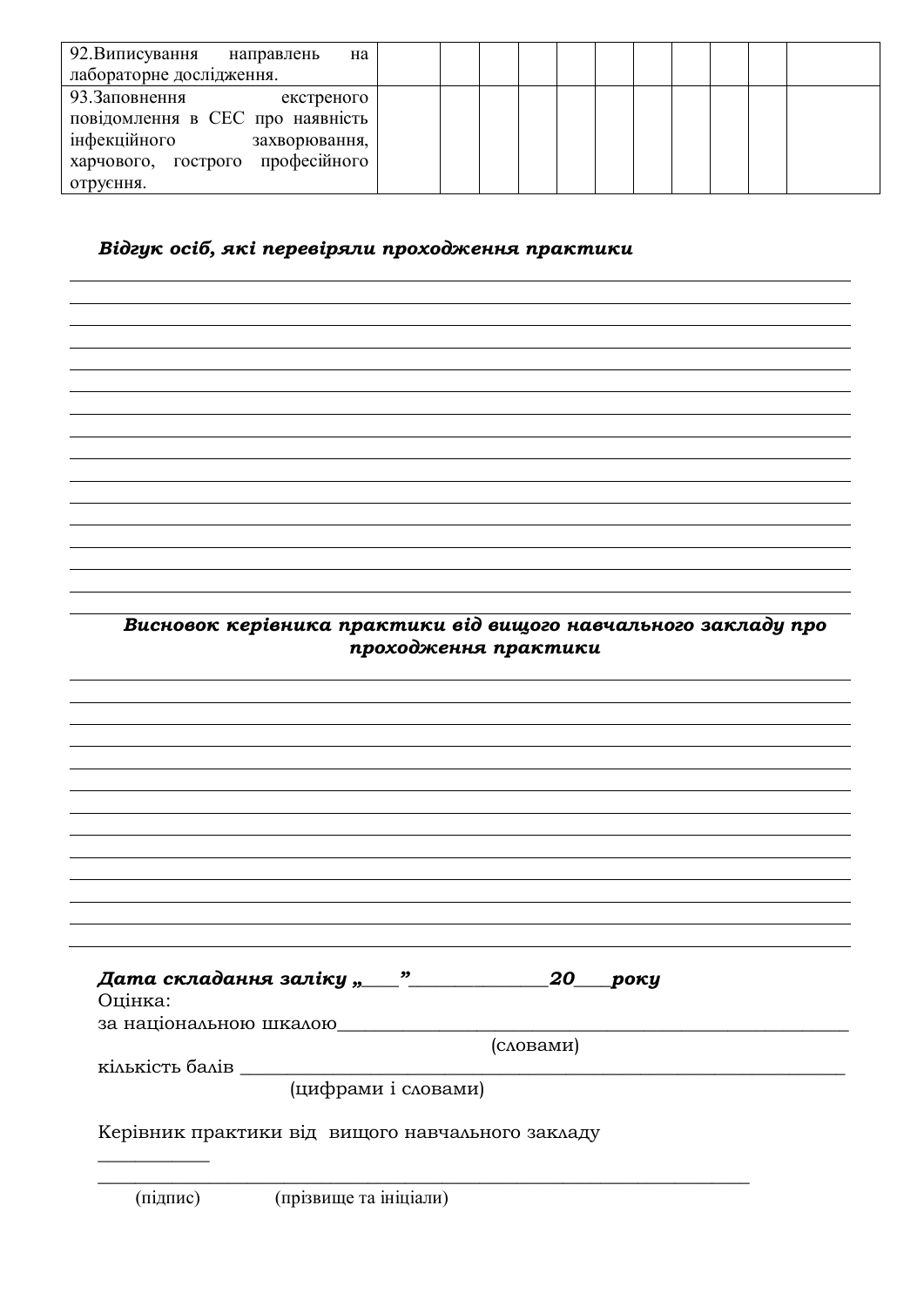| | | | | | | | | | | |
|---|---|---|---|---|---|---|---|---|---|---|
| 92.Виписування направлень на лабораторне дослідження. | | | | | | | | | | |
| 93.Заповнення екстреного повідомлення в СЕС про наявність інфекційного захворювання, харчового, гострого професійного отруєння. | | | | | | | | | | |

***Відгук осіб, які перевіряли проходження практики***

______________________________________________________________________________
______________________________________________________________________________
______________________________________________________________________________
______________________________________________________________________________
______________________________________________________________________________
______________________________________________________________________________
______________________________________________________________________________
______________________________________________________________________________
______________________________________________________________________________
______________________________________________________________________________
______________________________________________________________________________
______________________________________________________________________________
______________________________________________________________________________
______________________________________________________________________________
______________________________________________________________________________

***Висновок керівника практики від вищого навчального закладу про проходження практики***

______________________________________________________________________________
______________________________________________________________________________
______________________________________________________________________________
______________________________________________________________________________
______________________________________________________________________________
______________________________________________________________________________
______________________________________________________________________________
______________________________________________________________________________
______________________________________________________________________________
______________________________________________________________________________
______________________________________________________________________________
______________________________________________________________________________

***Дата складання заліку „\_\_\_\_” \_\_\_\_\_\_\_\_\_\_\_\_\_\_ 20\_\_\_\_ року***

Оцінка:

за національною шкалою_________________________________________________
(словами)

кількість балів ____________________________________________________________
(цифрами і словами)

Керівник практики від вищого навчального закладу

____________

_____________________________________________________________________

(підпис) (прізвище та ініціали)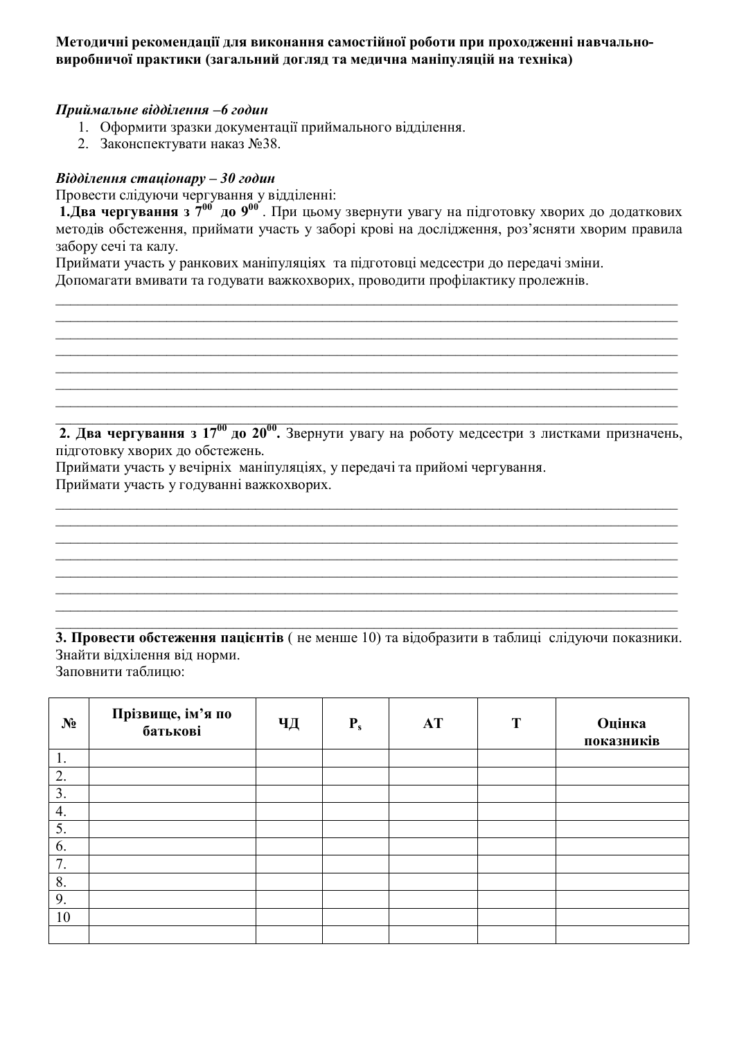**Методичні рекомендації для виконання самостійної роботи при проходженні навчально-виробничої практики (загальний догляд та медична маніпуляцій на техніка)**

***Приймальне відділення –6 годин***

1. Оформити зразки документації приймального відділення.
2. Законспектувати наказ №38.

***Відділення стаціонару – 30 годин***

Провести слідуючи чергування у відділенні:

**1.Два чергування з $7^{00}$ до $9^{00}$** . При цьому звернути увагу на підготовку хворих до додаткових методів обстеження, приймати участь у заборі крові на дослідження, роз'ясняти хворим правила забору сечі та калу.

Приймати участь у ранкових маніпуляціях та підготовці медсестри до передачі зміни.

Допомагати вмивати та годувати важкохворих, проводити профілактику пролежнів.

________________________________________________________________________________
________________________________________________________________________________
________________________________________________________________________________
________________________________________________________________________________
________________________________________________________________________________
________________________________________________________________________________
________________________________________________________________________________
________________________________________________________________________________

**2. Два чергування з $17^{00}$ до $20^{00}$.** Звернути увагу на роботу медсестри з листками призначень, підготовку хворих до обстежень.

Приймати участь у вечірніх маніпуляціях, у передачі та прийомі чергування.

Приймати участь у годуванні важкохворих.

________________________________________________________________________________
________________________________________________________________________________
________________________________________________________________________________
________________________________________________________________________________
________________________________________________________________________________
________________________________________________________________________________
________________________________________________________________________________
________________________________________________________________________________

**3. Провести обстеження пацієнтів** ( не менше 10) та відобразити в таблиці слідуючи показники. Знайти відхилення від норми.

Заповнити таблицю:

| № | Прізвище, ім'я по батькові | ЧД | $P_s$ | АТ | Т | Оцінка показників |
|---|---|---|---|---|---|---|
| 1. | | | | | | |
| 2. | | | | | | |
| 3. | | | | | | |
| 4. | | | | | | |
| 5. | | | | | | |
| 6. | | | | | | |
| 7. | | | | | | |
| 8. | | | | | | |
| 9. | | | | | | |
| 10 | | | | | | |
| | | | | | | |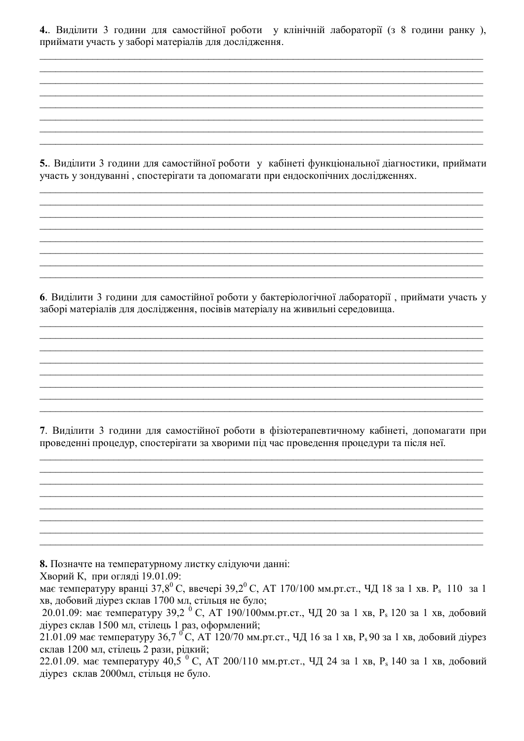**4.**. Виділити 3 години для самостійної роботи у клінічній лабораторії (з 8 години ранку ), приймати участь у заборі матеріалів для дослідження.

________________________________________________________________________________________
________________________________________________________________________________________
________________________________________________________________________________________
________________________________________________________________________________________
________________________________________________________________________________________
________________________________________________________________________________________
________________________________________________________________________________________
________________________________________________________________________________________

**5.**. Виділити 3 години для самостійної роботи у кабінеті функціональної діагностики, приймати участь у зондуванні , спостерігати та допомагати при ендоскопічних дослідженнях.

________________________________________________________________________________________
________________________________________________________________________________________
________________________________________________________________________________________
________________________________________________________________________________________
________________________________________________________________________________________
________________________________________________________________________________________
________________________________________________________________________________________

**6**. Виділити 3 години для самостійної роботи у бактеріологічної лабораторії , приймати участь у заборі матеріалів для дослідження, посівів матеріалу на живильні середовища.

________________________________________________________________________________________
________________________________________________________________________________________
________________________________________________________________________________________
________________________________________________________________________________________
________________________________________________________________________________________
________________________________________________________________________________________
________________________________________________________________________________________

**7**. Виділити 3 години для самостійної роботи в фізіотерапевтичному кабінеті, допомагати при проведенні процедур, спостерігати за хворими під час проведення процедури та після неї.

________________________________________________________________________________________
________________________________________________________________________________________
________________________________________________________________________________________
________________________________________________________________________________________
________________________________________________________________________________________
________________________________________________________________________________________
________________________________________________________________________________________

**8.** Позначте на температурному листку слідуючи данні:
Хворий К, при огляді 19.01.09:
має температуру вранці 37,8$^0$ С, ввечері 39,2$^0$ С, АТ 170/100 мм.рт.ст., ЧД 18 за 1 хв. $P_s$ 110 за 1 хв, добовий діурез склав 1700 мл, стільця не було;
20.01.09: має температуру 39,2 $^0$ С, АТ 190/100мм.рт.ст., ЧД 20 за 1 хв, $P_s$ 120 за 1 хв, добовий діурез склав 1500 мл, стілець 1 раз, оформлений;
21.01.09 має температуру 36,7 $^0$ С, АТ 120/70 мм.рт.ст., ЧД 16 за 1 хв, $P_s$ 90 за 1 хв, добовий діурез склав 1200 мл, стілець 2 рази, рідкий;
22.01.09. має температуру 40,5 $^0$ С, АТ 200/110 мм.рт.ст., ЧД 24 за 1 хв, $P_s$ 140 за 1 хв, добовий діурез склав 2000мл, стільця не було.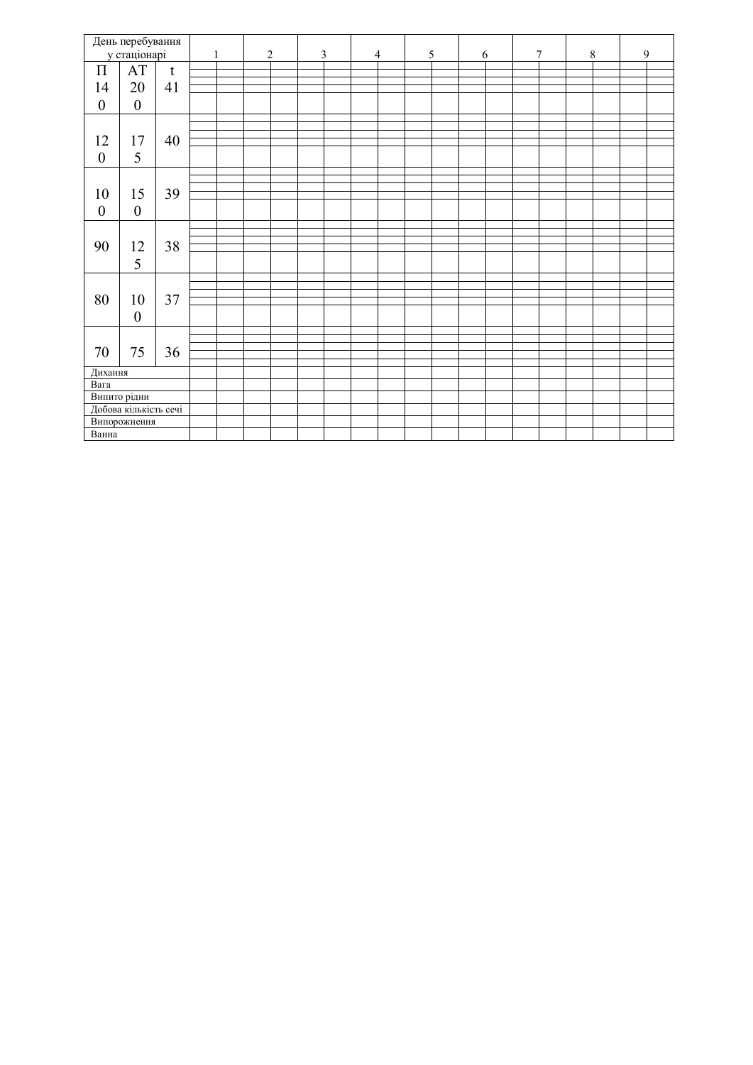| День перебування у стаціонарі | | | 1 | | 2 | | 3 | | 4 | | 5 | | 6 | | 7 | | 8 | | 9 | |
|---|---|---|---|---|---|---|---|---|---|---|---|---|---|---|---|---|---|---|---|---|
| П | АТ | t | | | | | | | | | | | | | | | | | | |
| 140 | 200 | 41 | | | | | | | | | | | | | | | | | | |
| 120 | 175 | 40 | | | | | | | | | | | | | | | | | | |
| 100 | 150 | 39 | | | | | | | | | | | | | | | | | | |
| 90 | 125 | 38 | | | | | | | | | | | | | | | | | | |
| 80 | 100 | 37 | | | | | | | | | | | | | | | | | | |
| 70 | 75 | 36 | | | | | | | | | | | | | | | | | | |
| Дихання | | | | | | | | | | | | | | | | | | | | |
| Вага | | | | | | | | | | | | | | | | | | | | |
| Випито рідни | | | | | | | | | | | | | | | | | | | | |
| Добова кількість сечі | | | | | | | | | | | | | | | | | | | | |
| Випорожнення | | | | | | | | | | | | | | | | | | | | |
| Ванна | | | | | | | | | | | | | | | | | | | | |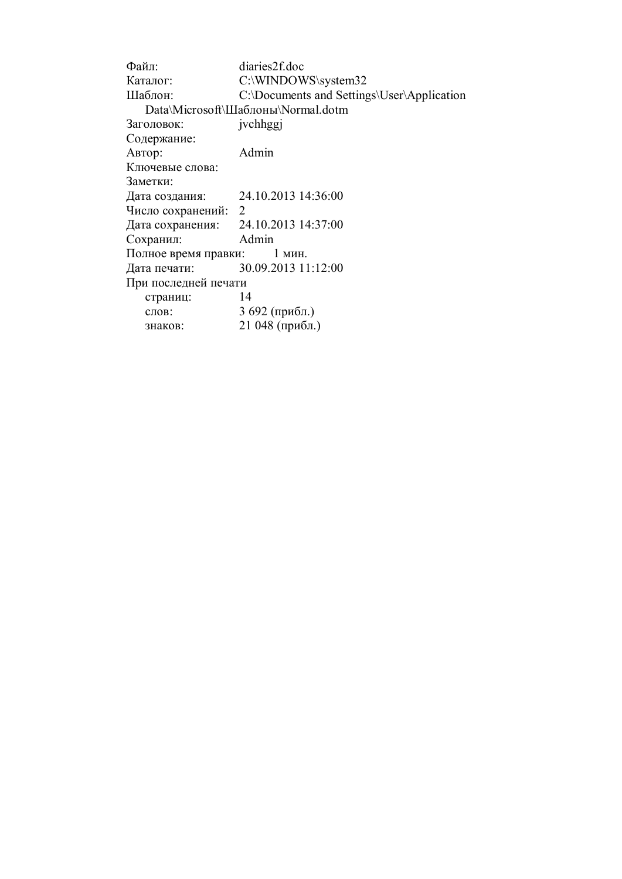Файл: diaries2f.doc
Каталог: C:\WINDOWS\system32
Шаблон: C:\Documents and Settings\User\Application Data\Microsoft\Шаблоны\Normal.dotm
Заголовок: jvchhggj
Содержание:
Автор: Admin
Ключевые слова:
Заметки:
Дата создания: 24.10.2013 14:36:00
Число сохранений: 2
Дата сохранения: 24.10.2013 14:37:00
Сохранил: Admin
Полное время правки: 1 мин.
Дата печати: 30.09.2013 11:12:00
При последней печати
страниц: 14
слов: 3 692 (прибл.)
знаков: 21 048 (прибл.)